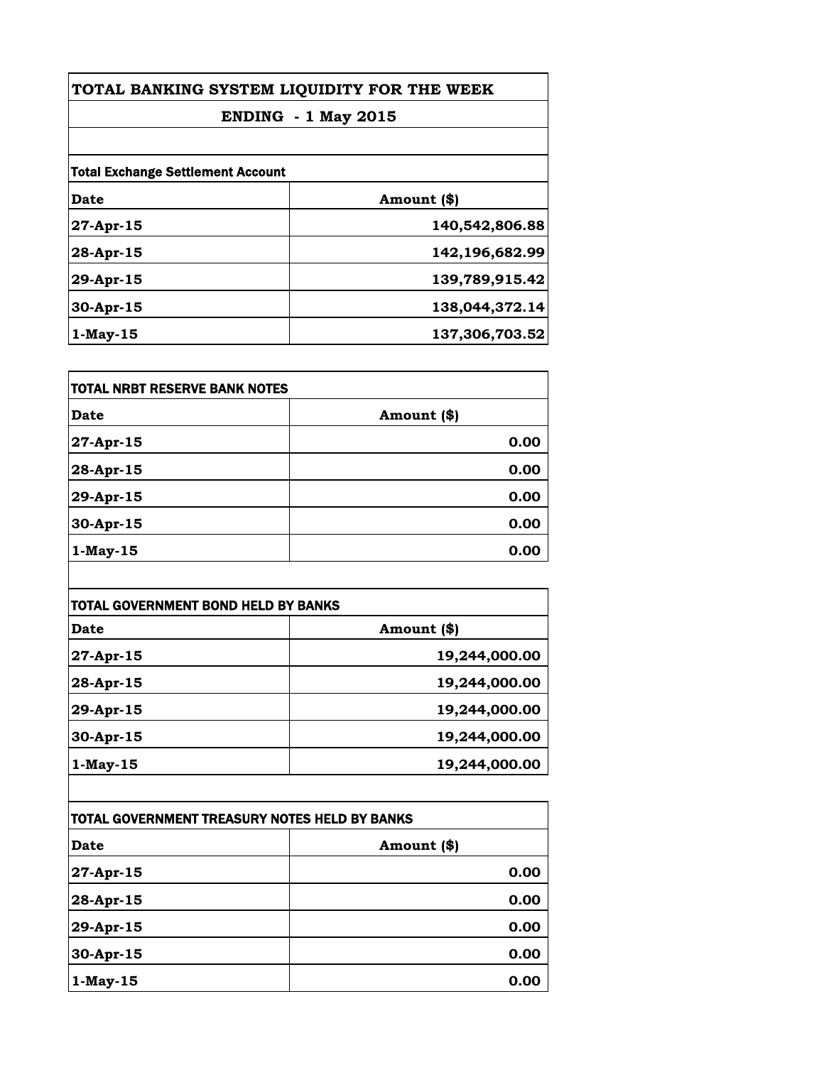# TOTAL BANKING SYSTEM LIQUIDITY FOR THE WEEK

## ENDING - 1 May 2015

**Total Exchange Settlement Account**

| Date | Amount ($) |
|---|---|
| 27-Apr-15 | 140,542,806.88 |
| 28-Apr-15 | 142,196,682.99 |
| 29-Apr-15 | 139,789,915.42 |
| 30-Apr-15 | 138,044,372.14 |
| 1-May-15 | 137,306,703.52 |

**TOTAL NRBT RESERVE BANK NOTES**

| Date | Amount ($) |
|---|---|
| 27-Apr-15 | 0.00 |
| 28-Apr-15 | 0.00 |
| 29-Apr-15 | 0.00 |
| 30-Apr-15 | 0.00 |
| 1-May-15 | 0.00 |

**TOTAL GOVERNMENT BOND HELD BY BANKS**

| Date | Amount ($) |
|---|---|
| 27-Apr-15 | 19,244,000.00 |
| 28-Apr-15 | 19,244,000.00 |
| 29-Apr-15 | 19,244,000.00 |
| 30-Apr-15 | 19,244,000.00 |
| 1-May-15 | 19,244,000.00 |

**TOTAL GOVERNMENT TREASURY NOTES HELD BY BANKS**

| Date | Amount ($) |
|---|---|
| 27-Apr-15 | 0.00 |
| 28-Apr-15 | 0.00 |
| 29-Apr-15 | 0.00 |
| 30-Apr-15 | 0.00 |
| 1-May-15 | 0.00 |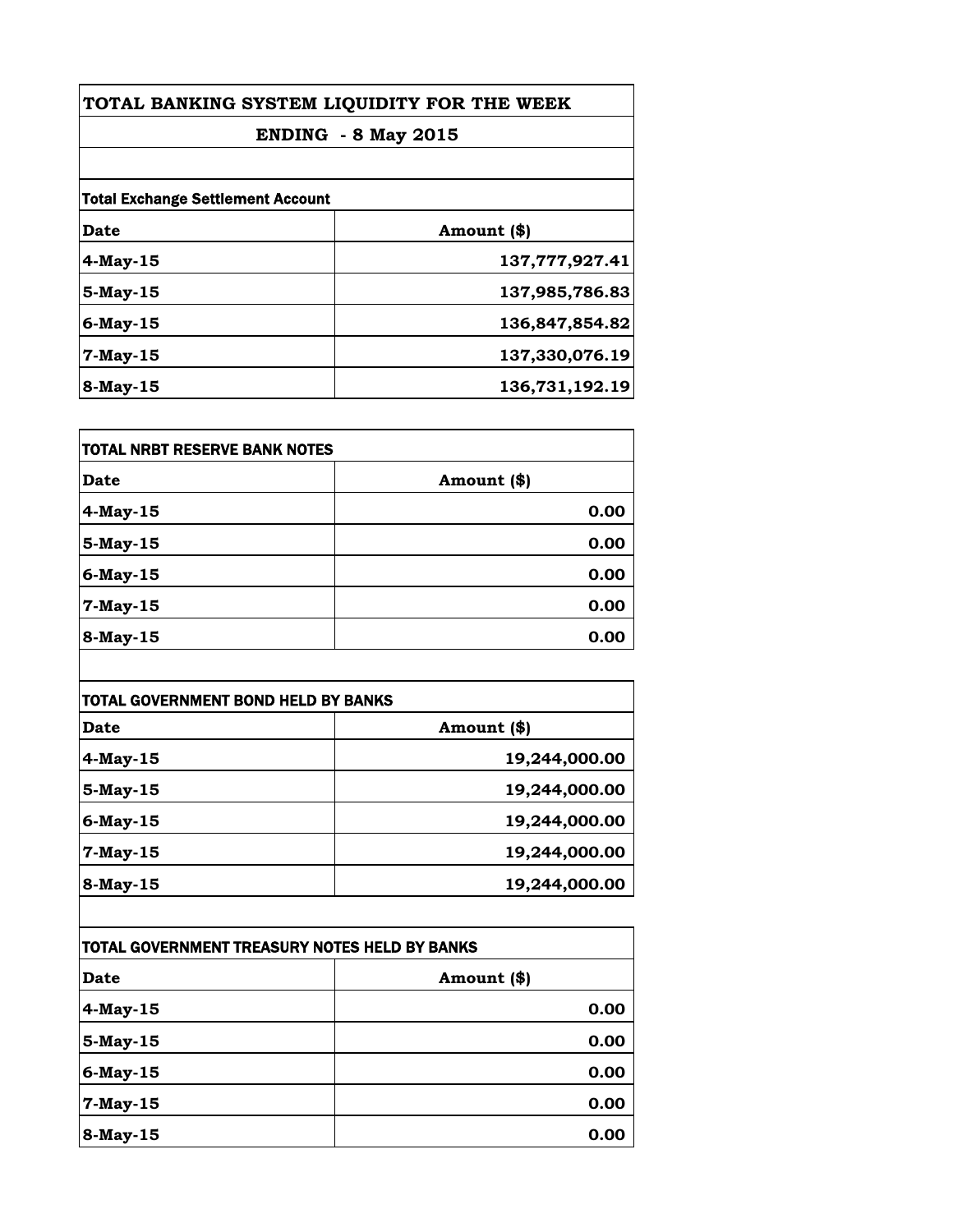# TOTAL BANKING SYSTEM LIQUIDITY FOR THE WEEK

## ENDING - 8 May 2015

**Total Exchange Settlement Account**

| Date | Amount ($) |
|---|---|
| 4-May-15 | 137,777,927.41 |
| 5-May-15 | 137,985,786.83 |
| 6-May-15 | 136,847,854.82 |
| 7-May-15 | 137,330,076.19 |
| 8-May-15 | 136,731,192.19 |

**TOTAL NRBT RESERVE BANK NOTES**

| Date | Amount ($) |
|---|---|
| 4-May-15 | 0.00 |
| 5-May-15 | 0.00 |
| 6-May-15 | 0.00 |
| 7-May-15 | 0.00 |
| 8-May-15 | 0.00 |

**TOTAL GOVERNMENT BOND HELD BY BANKS**

| Date | Amount ($) |
|---|---|
| 4-May-15 | 19,244,000.00 |
| 5-May-15 | 19,244,000.00 |
| 6-May-15 | 19,244,000.00 |
| 7-May-15 | 19,244,000.00 |
| 8-May-15 | 19,244,000.00 |

**TOTAL GOVERNMENT TREASURY NOTES HELD BY BANKS**

| Date | Amount ($) |
|---|---|
| 4-May-15 | 0.00 |
| 5-May-15 | 0.00 |
| 6-May-15 | 0.00 |
| 7-May-15 | 0.00 |
| 8-May-15 | 0.00 |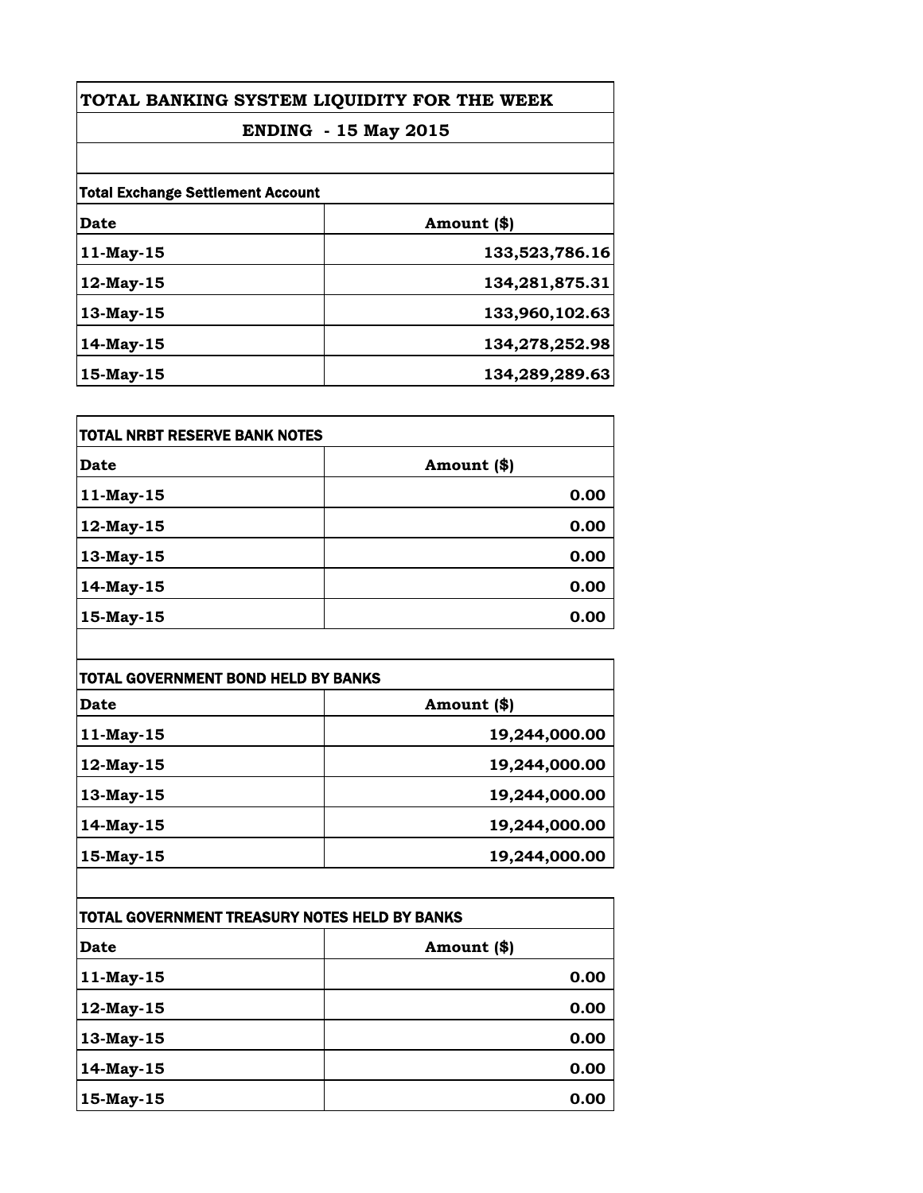# TOTAL BANKING SYSTEM LIQUIDITY FOR THE WEEK

## ENDING - 15 May 2015

**Total Exchange Settlement Account**

| Date | Amount ($) |
|---|---|
| 11-May-15 | 133,523,786.16 |
| 12-May-15 | 134,281,875.31 |
| 13-May-15 | 133,960,102.63 |
| 14-May-15 | 134,278,252.98 |
| 15-May-15 | 134,289,289.63 |

**TOTAL NRBT RESERVE BANK NOTES**

| Date | Amount ($) |
|---|---|
| 11-May-15 | 0.00 |
| 12-May-15 | 0.00 |
| 13-May-15 | 0.00 |
| 14-May-15 | 0.00 |
| 15-May-15 | 0.00 |

**TOTAL GOVERNMENT BOND HELD BY BANKS**

| Date | Amount ($) |
|---|---|
| 11-May-15 | 19,244,000.00 |
| 12-May-15 | 19,244,000.00 |
| 13-May-15 | 19,244,000.00 |
| 14-May-15 | 19,244,000.00 |
| 15-May-15 | 19,244,000.00 |

**TOTAL GOVERNMENT TREASURY NOTES HELD BY BANKS**

| Date | Amount ($) |
|---|---|
| 11-May-15 | 0.00 |
| 12-May-15 | 0.00 |
| 13-May-15 | 0.00 |
| 14-May-15 | 0.00 |
| 15-May-15 | 0.00 |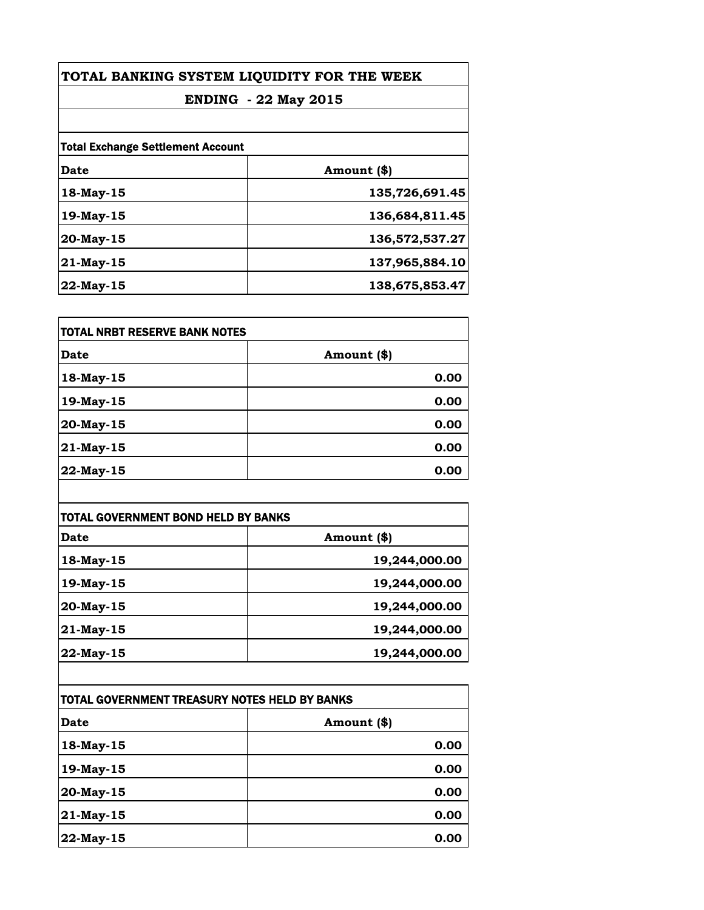# TOTAL BANKING SYSTEM LIQUIDITY FOR THE WEEK

## ENDING - 22 May 2015

**Total Exchange Settlement Account**

| Date | Amount ($) |
|---|---|
| 18-May-15 | 135,726,691.45 |
| 19-May-15 | 136,684,811.45 |
| 20-May-15 | 136,572,537.27 |
| 21-May-15 | 137,965,884.10 |
| 22-May-15 | 138,675,853.47 |

**TOTAL NRBT RESERVE BANK NOTES**

| Date | Amount ($) |
|---|---|
| 18-May-15 | 0.00 |
| 19-May-15 | 0.00 |
| 20-May-15 | 0.00 |
| 21-May-15 | 0.00 |
| 22-May-15 | 0.00 |

**TOTAL GOVERNMENT BOND HELD BY BANKS**

| Date | Amount ($) |
|---|---|
| 18-May-15 | 19,244,000.00 |
| 19-May-15 | 19,244,000.00 |
| 20-May-15 | 19,244,000.00 |
| 21-May-15 | 19,244,000.00 |
| 22-May-15 | 19,244,000.00 |

**TOTAL GOVERNMENT TREASURY NOTES HELD BY BANKS**

| Date | Amount ($) |
|---|---|
| 18-May-15 | 0.00 |
| 19-May-15 | 0.00 |
| 20-May-15 | 0.00 |
| 21-May-15 | 0.00 |
| 22-May-15 | 0.00 |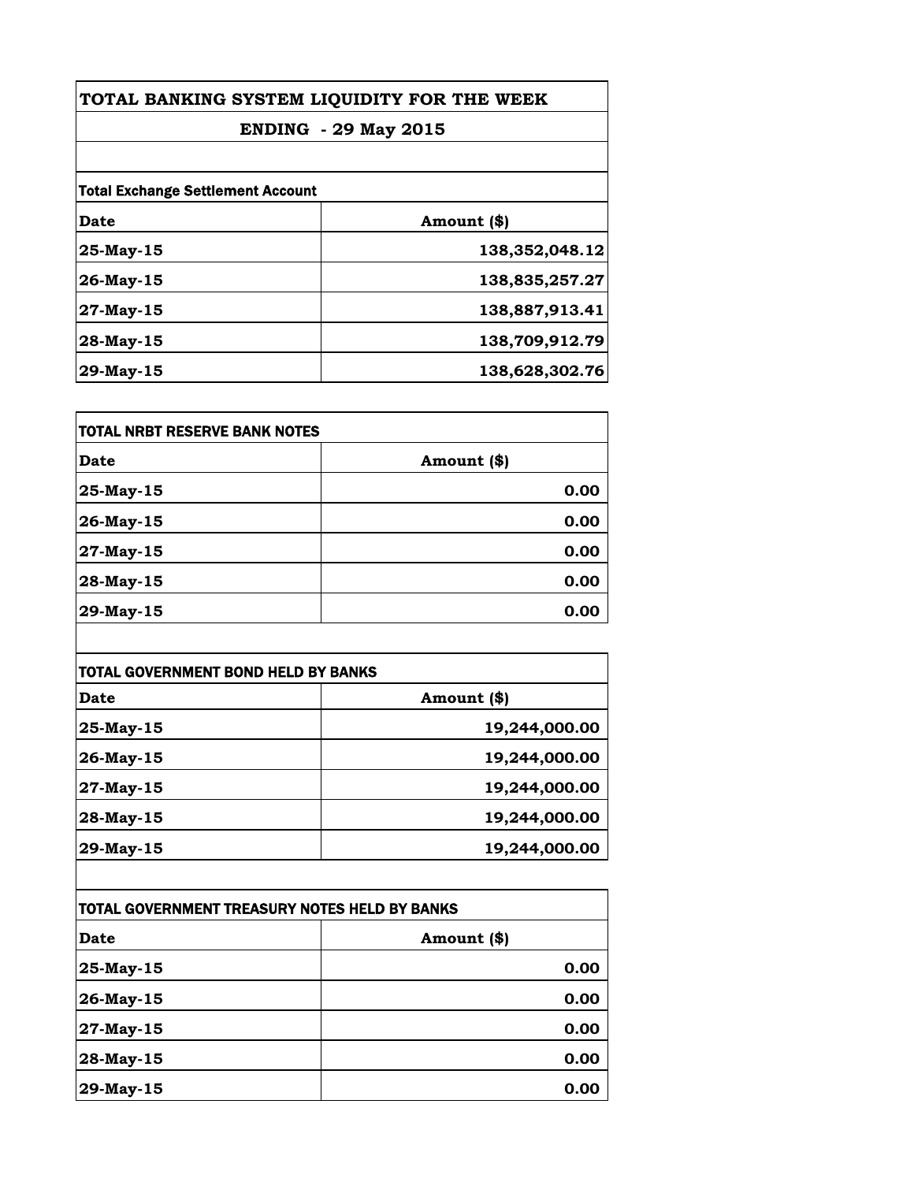# TOTAL BANKING SYSTEM LIQUIDITY FOR THE WEEK

## ENDING - 29 May 2015

| Total Exchange Settlement Account | |
|---|---|
| **Date** | **Amount ($)** |
| 25-May-15 | 138,352,048.12 |
| 26-May-15 | 138,835,257.27 |
| 27-May-15 | 138,887,913.41 |
| 28-May-15 | 138,709,912.79 |
| 29-May-15 | 138,628,302.76 |

| TOTAL NRBT RESERVE BANK NOTES | |
|---|---|
| **Date** | **Amount ($)** |
| 25-May-15 | 0.00 |
| 26-May-15 | 0.00 |
| 27-May-15 | 0.00 |
| 28-May-15 | 0.00 |
| 29-May-15 | 0.00 |

| TOTAL GOVERNMENT BOND HELD BY BANKS | |
|---|---|
| **Date** | **Amount ($)** |
| 25-May-15 | 19,244,000.00 |
| 26-May-15 | 19,244,000.00 |
| 27-May-15 | 19,244,000.00 |
| 28-May-15 | 19,244,000.00 |
| 29-May-15 | 19,244,000.00 |

| TOTAL GOVERNMENT TREASURY NOTES HELD BY BANKS | |
|---|---|
| **Date** | **Amount ($)** |
| 25-May-15 | 0.00 |
| 26-May-15 | 0.00 |
| 27-May-15 | 0.00 |
| 28-May-15 | 0.00 |
| 29-May-15 | 0.00 |